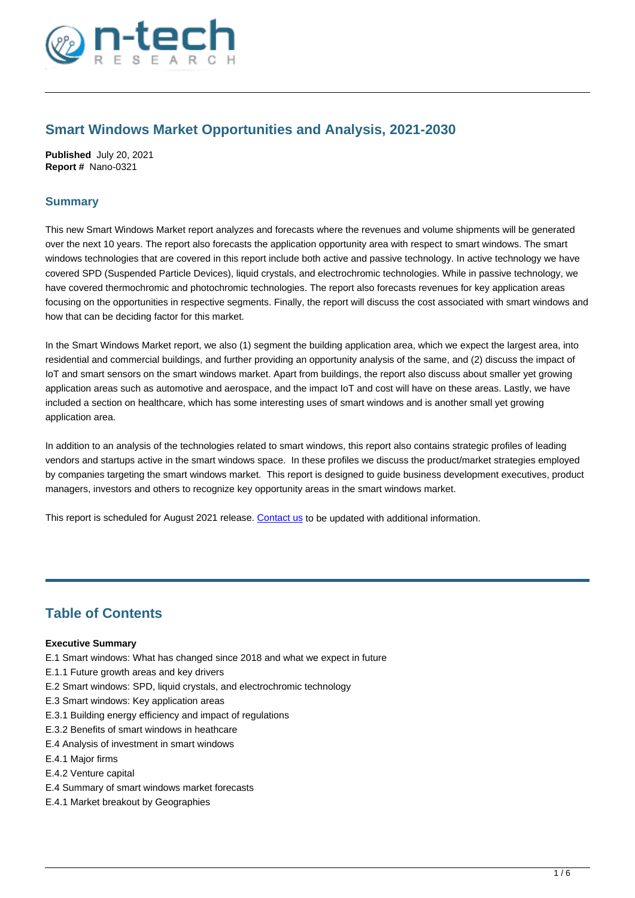# Smart Windows Market Opportunities and Analysis, 2021-2030

**Published** July 20, 2021
**Report #** Nano-0321

## Summary

This new Smart Windows Market report analyzes and forecasts where the revenues and volume shipments will be generated over the next 10 years. The report also forecasts the application opportunity area with respect to smart windows. The smart windows technologies that are covered in this report include both active and passive technology. In active technology we have covered SPD (Suspended Particle Devices), liquid crystals, and electrochromic technologies. While in passive technology, we have covered thermochromic and photochromic technologies. The report also forecasts revenues for key application areas focusing on the opportunities in respective segments. Finally, the report will discuss the cost associated with smart windows and how that can be deciding factor for this market.

In the Smart Windows Market report, we also (1) segment the building application area, which we expect the largest area, into residential and commercial buildings, and further providing an opportunity analysis of the same, and (2) discuss the impact of IoT and smart sensors on the smart windows market. Apart from buildings, the report also discuss about smaller yet growing application areas such as automotive and aerospace, and the impact IoT and cost will have on these areas. Lastly, we have included a section on healthcare, which has some interesting uses of smart windows and is another small yet growing application area.

In addition to an analysis of the technologies related to smart windows, this report also contains strategic profiles of leading vendors and startups active in the smart windows space. In these profiles we discuss the product/market strategies employed by companies targeting the smart windows market. This report is designed to guide business development executives, product managers, investors and others to recognize key opportunity areas in the smart windows market.

This report is scheduled for August 2021 release. Contact us to be updated with additional information.

## Table of Contents

**Executive Summary**

E.1 Smart windows: What has changed since 2018 and what we expect in future
E.1.1 Future growth areas and key drivers
E.2 Smart windows: SPD, liquid crystals, and electrochromic technology
E.3 Smart windows: Key application areas
E.3.1 Building energy efficiency and impact of regulations
E.3.2 Benefits of smart windows in heathcare
E.4 Analysis of investment in smart windows
E.4.1 Major firms
E.4.2 Venture capital
E.4 Summary of smart windows market forecasts
E.4.1 Market breakout by Geographies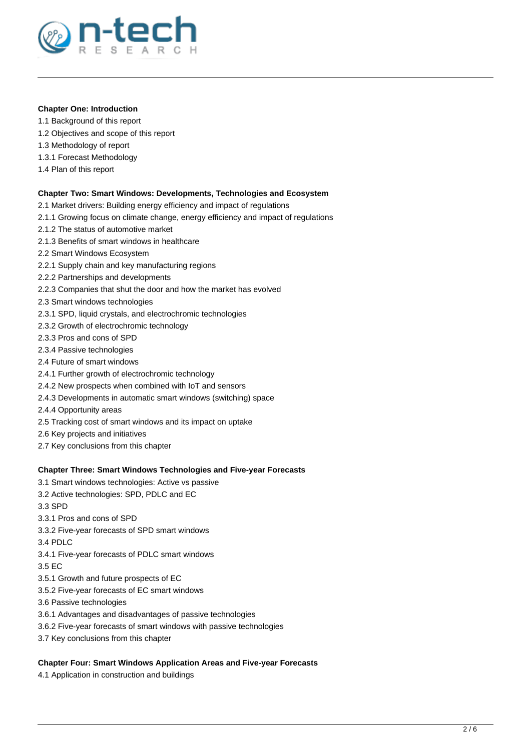**Chapter One: Introduction**

1.1 Background of this report
1.2 Objectives and scope of this report
1.3 Methodology of report
1.3.1 Forecast Methodology
1.4 Plan of this report

**Chapter Two: Smart Windows: Developments, Technologies and Ecosystem**

2.1 Market drivers: Building energy efficiency and impact of regulations
2.1.1 Growing focus on climate change, energy efficiency and impact of regulations
2.1.2 The status of automotive market
2.1.3 Benefits of smart windows in healthcare
2.2 Smart Windows Ecosystem
2.2.1 Supply chain and key manufacturing regions
2.2.2 Partnerships and developments
2.2.3 Companies that shut the door and how the market has evolved
2.3 Smart windows technologies
2.3.1 SPD, liquid crystals, and electrochromic technologies
2.3.2 Growth of electrochromic technology
2.3.3 Pros and cons of SPD
2.3.4 Passive technologies
2.4 Future of smart windows
2.4.1 Further growth of electrochromic technology
2.4.2 New prospects when combined with IoT and sensors
2.4.3 Developments in automatic smart windows (switching) space
2.4.4 Opportunity areas
2.5 Tracking cost of smart windows and its impact on uptake
2.6 Key projects and initiatives
2.7 Key conclusions from this chapter

**Chapter Three: Smart Windows Technologies and Five-year Forecasts**

3.1 Smart windows technologies: Active vs passive
3.2 Active technologies: SPD, PDLC and EC
3.3 SPD
3.3.1 Pros and cons of SPD
3.3.2 Five-year forecasts of SPD smart windows
3.4 PDLC
3.4.1 Five-year forecasts of PDLC smart windows
3.5 EC
3.5.1 Growth and future prospects of EC
3.5.2 Five-year forecasts of EC smart windows
3.6 Passive technologies
3.6.1 Advantages and disadvantages of passive technologies
3.6.2 Five-year forecasts of smart windows with passive technologies
3.7 Key conclusions from this chapter

**Chapter Four: Smart Windows Application Areas and Five-year Forecasts**

4.1 Application in construction and buildings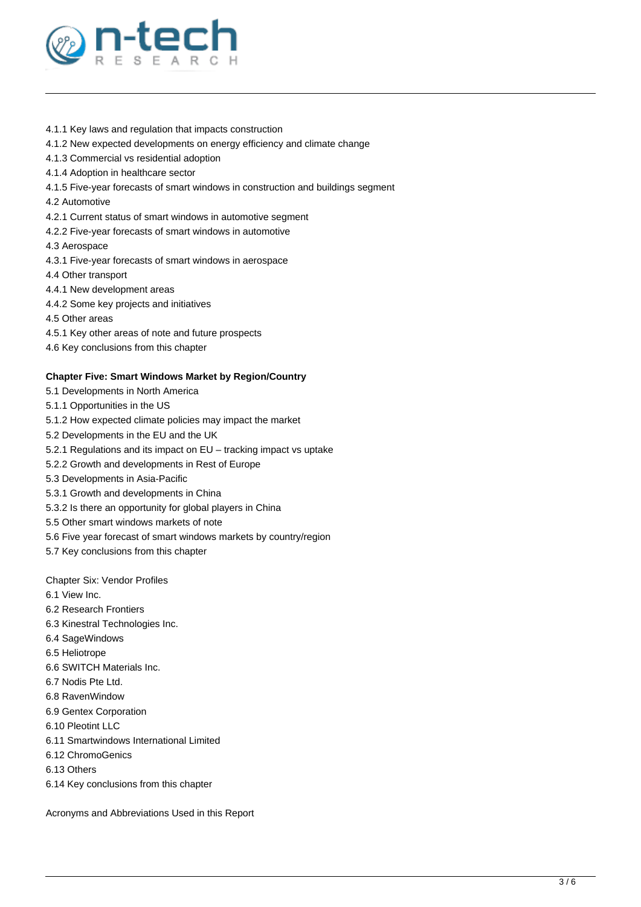4.1.1 Key laws and regulation that impacts construction
4.1.2 New expected developments on energy efficiency and climate change
4.1.3 Commercial vs residential adoption
4.1.4 Adoption in healthcare sector
4.1.5 Five-year forecasts of smart windows in construction and buildings segment
4.2 Automotive
4.2.1 Current status of smart windows in automotive segment
4.2.2 Five-year forecasts of smart windows in automotive
4.3 Aerospace
4.3.1 Five-year forecasts of smart windows in aerospace
4.4 Other transport
4.4.1 New development areas
4.4.2 Some key projects and initiatives
4.5 Other areas
4.5.1 Key other areas of note and future prospects
4.6 Key conclusions from this chapter

**Chapter Five: Smart Windows Market by Region/Country**
5.1 Developments in North America
5.1.1 Opportunities in the US
5.1.2 How expected climate policies may impact the market
5.2 Developments in the EU and the UK
5.2.1 Regulations and its impact on EU – tracking impact vs uptake
5.2.2 Growth and developments in Rest of Europe
5.3 Developments in Asia-Pacific
5.3.1 Growth and developments in China
5.3.2 Is there an opportunity for global players in China
5.5 Other smart windows markets of note
5.6 Five year forecast of smart windows markets by country/region
5.7 Key conclusions from this chapter

Chapter Six: Vendor Profiles
6.1 View Inc.
6.2 Research Frontiers
6.3 Kinestral Technologies Inc.
6.4 SageWindows
6.5 Heliotrope
6.6 SWITCH Materials Inc.
6.7 Nodis Pte Ltd.
6.8 RavenWindow
6.9 Gentex Corporation
6.10 Pleotint LLC
6.11 Smartwindows International Limited
6.12 ChromoGenics
6.13 Others
6.14 Key conclusions from this chapter

Acronyms and Abbreviations Used in this Report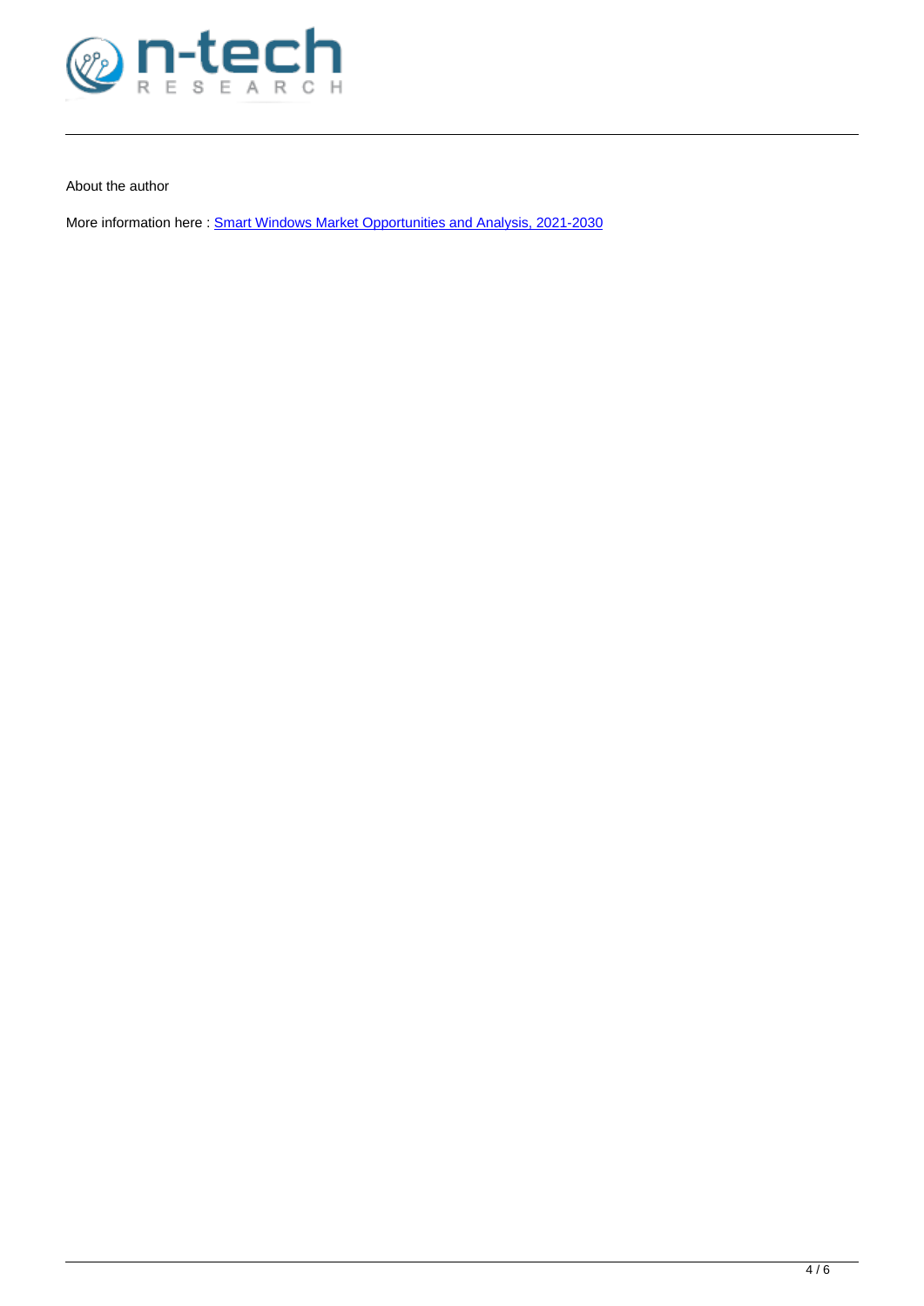About the author

More information here : [Smart Windows Market Opportunities and Analysis, 2021-2030]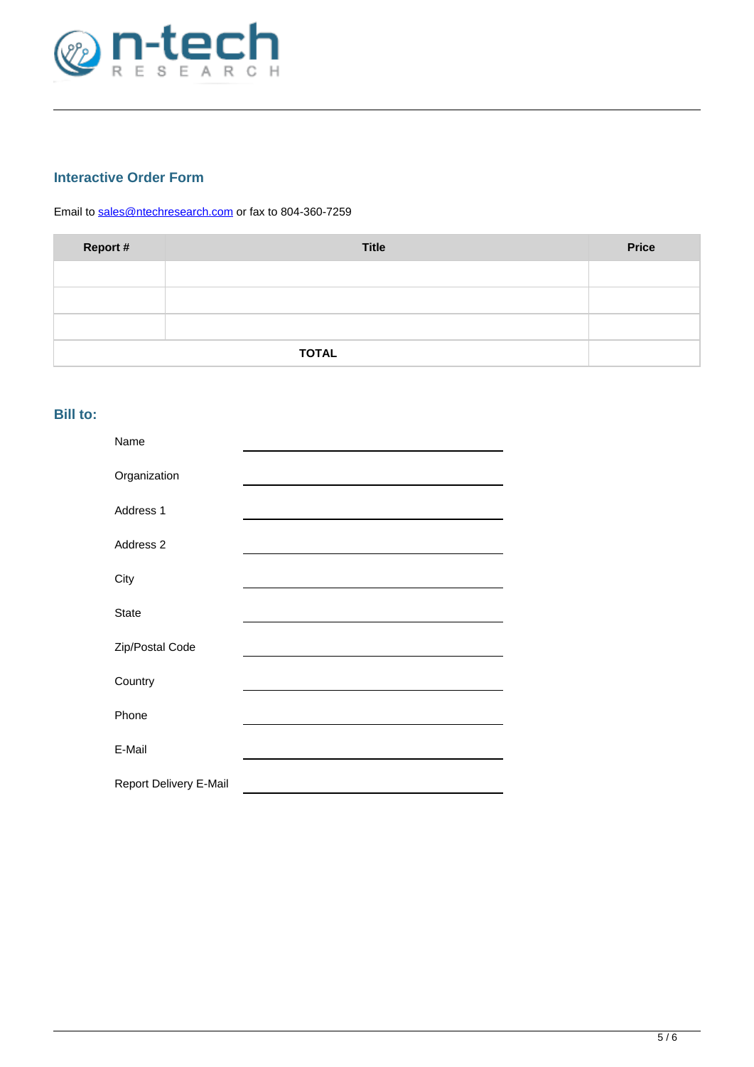## Interactive Order Form

Email to sales@ntechresearch.com or fax to 804-360-7259

| Report # | Title | Price |
|---|---|---|
| | | |
| | | |
| | | |
| | **TOTAL** | |

## Bill to:

Name ______________________

Organization ______________________

Address 1 ______________________

Address 2 ______________________

City ______________________

State ______________________

Zip/Postal Code ______________________

Country ______________________

Phone ______________________

E-Mail ______________________

Report Delivery E-Mail ______________________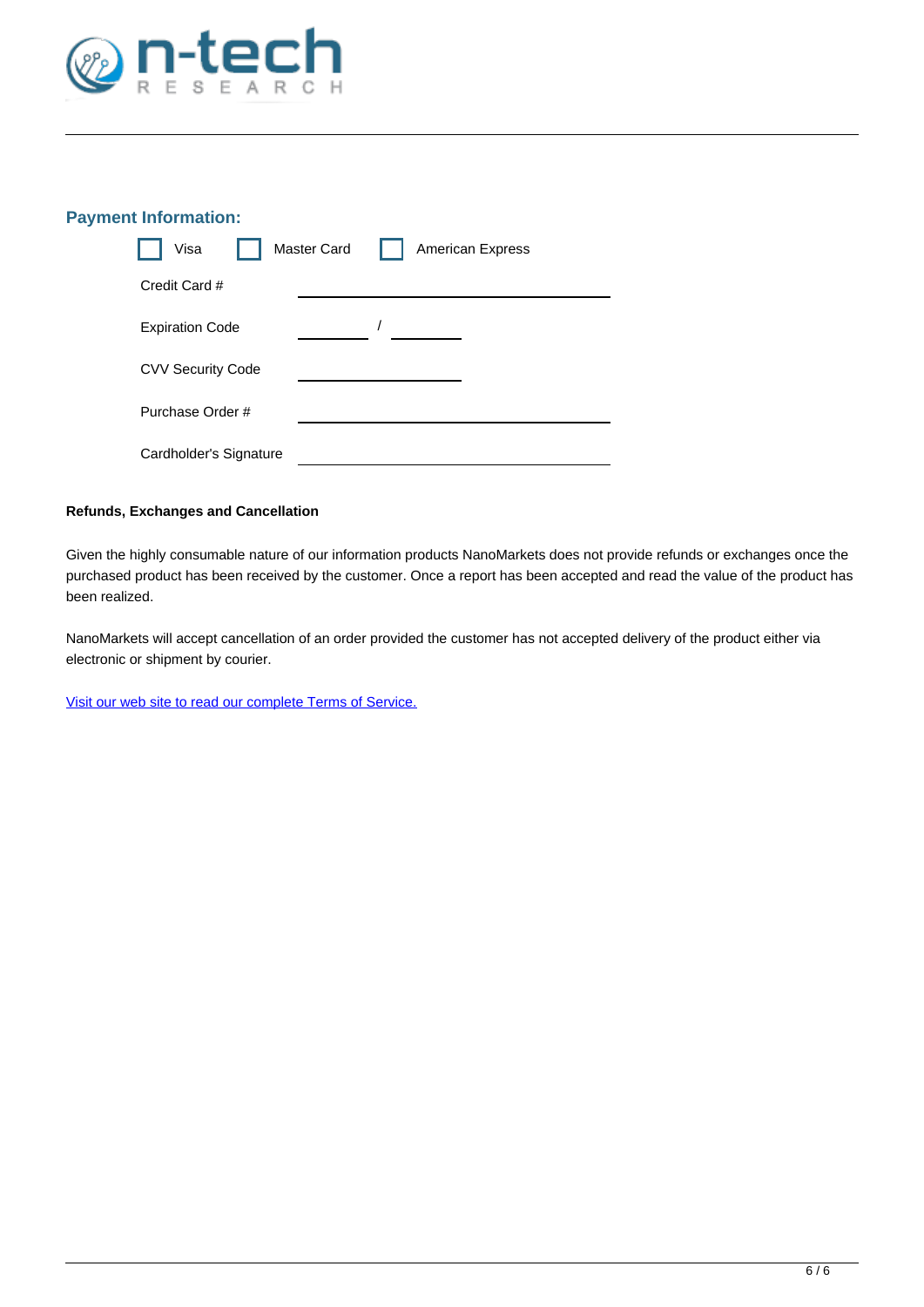## Payment Information:

☐ Visa ☐ Master Card ☐ American Express

Credit Card # \_\_\_\_\_\_\_\_\_\_\_\_\_\_\_\_\_\_\_\_\_\_\_\_\_\_\_\_\_\_

Expiration Code \_\_\_\_\_\_\_\_ / \_\_\_\_\_\_\_\_

CVV Security Code \_\_\_\_\_\_\_\_\_\_\_\_\_\_\_\_

Purchase Order # \_\_\_\_\_\_\_\_\_\_\_\_\_\_\_\_\_\_\_\_\_\_\_\_\_\_\_\_\_\_

Cardholder's Signature \_\_\_\_\_\_\_\_\_\_\_\_\_\_\_\_\_\_\_\_\_\_\_\_\_\_\_\_\_\_

**Refunds, Exchanges and Cancellation**

Given the highly consumable nature of our information products NanoMarkets does not provide refunds or exchanges once the purchased product has been received by the customer. Once a report has been accepted and read the value of the product has been realized.

NanoMarkets will accept cancellation of an order provided the customer has not accepted delivery of the product either via electronic or shipment by courier.

Visit our web site to read our complete Terms of Service.